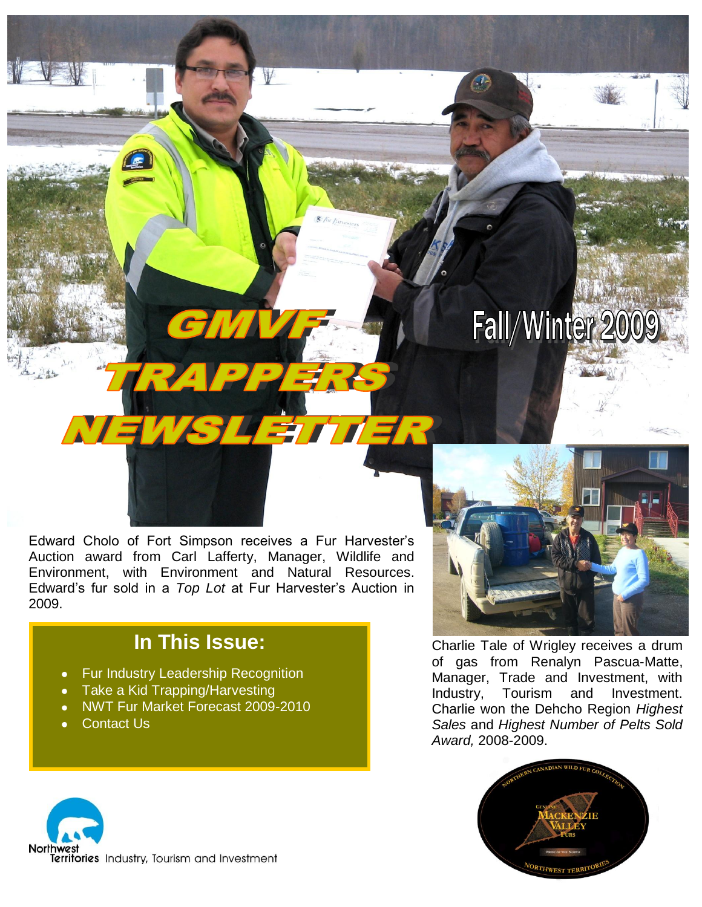# GMVF TRAPPERS NEWSLETTER

Fall/Winter 2009

Edward Cholo of Fort Simpson receives a Fur Harvester's Auction award from Carl Lafferty, Manager, Wildlife and Environment, with Environment and Natural Resources. Edward's fur sold in a *Top Lot* at Fur Harvester's Auction in 2009.

Charlie Tale of Wrigley receives a drum of gas from Renalyn Pascua-Matte, Manager, Trade and Investment, with Industry, Tourism and Investment. Charlie won the Dehcho Region *Highest Sales* and *Highest Number of Pelts Sold Award,* 2008-2009.

## In This Issue:

- Fur Industry Leadership Recognition
- Take a Kid Trapping/Harvesting
- NWT Fur Market Forecast 2009-2010
- Contact Us

Northwest Territories Industry, Tourism and Investment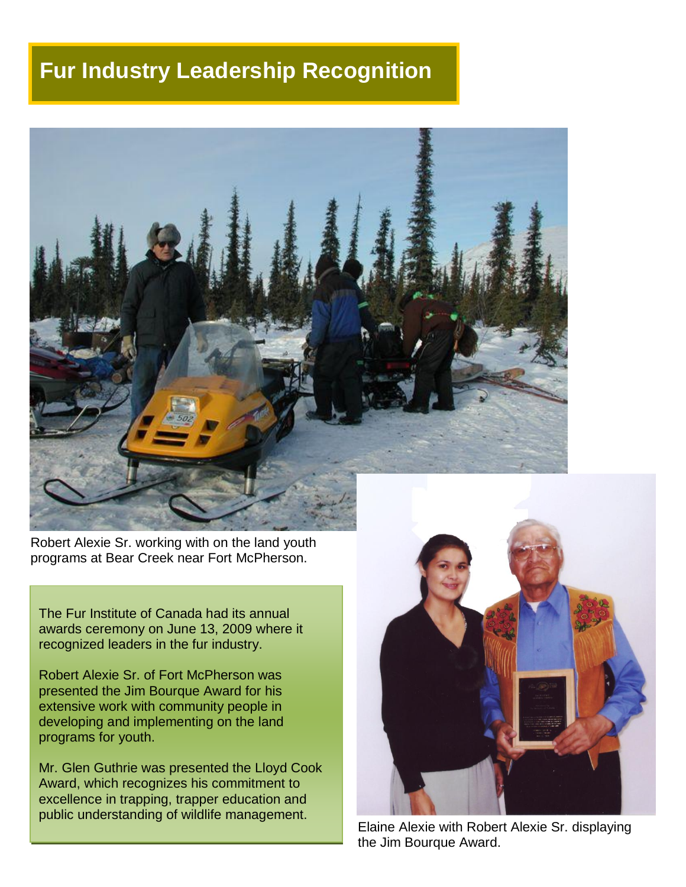# Fur Industry Leadership Recognition

Robert Alexie Sr. working with on the land youth programs at Bear Creek near Fort McPherson.

The Fur Institute of Canada had its annual awards ceremony on June 13, 2009 where it recognized leaders in the fur industry.

Robert Alexie Sr. of Fort McPherson was presented the Jim Bourque Award for his extensive work with community people in developing and implementing on the land programs for youth.

Mr. Glen Guthrie was presented the Lloyd Cook Award, which recognizes his commitment to excellence in trapping, trapper education and public understanding of wildlife management.

Elaine Alexie with Robert Alexie Sr. displaying the Jim Bourque Award.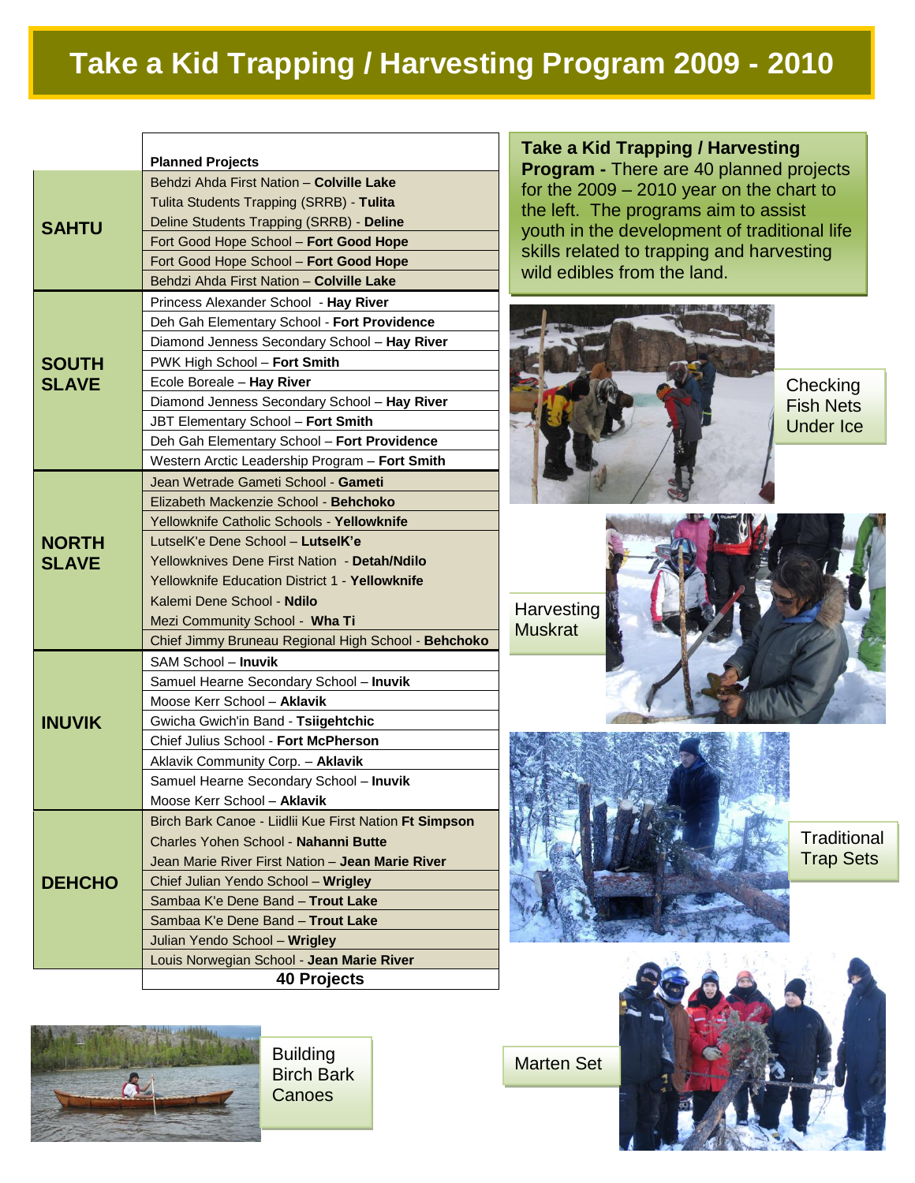# Take a Kid Trapping / Harvesting Program 2009 - 2010

| | Planned Projects |
|---|---|
| SAHTU | Behdzi Ahda First Nation – **Colville Lake** |
| | Tulita Students Trapping (SRRB) - **Tulita** |
| | Deline Students Trapping (SRRB) - **Deline** |
| | Fort Good Hope School – **Fort Good Hope** |
| | Fort Good Hope School – **Fort Good Hope** |
| | Behdzi Ahda First Nation – **Colville Lake** |
| SOUTH SLAVE | Princess Alexander School - **Hay River** |
| | Deh Gah Elementary School - **Fort Providence** |
| | Diamond Jenness Secondary School – **Hay River** |
| | PWK High School – **Fort Smith** |
| | Ecole Boreale – **Hay River** |
| | Diamond Jenness Secondary School – **Hay River** |
| | JBT Elementary School – **Fort Smith** |
| | Deh Gah Elementary School – **Fort Providence** |
| | Western Arctic Leadership Program – **Fort Smith** |
| NORTH SLAVE | Jean Wetrade Gameti School - **Gameti** |
| | Elizabeth Mackenzie School - **Behchoko** |
| | Yellowknife Catholic Schools - **Yellowknife** |
| | LutselK'e Dene School – **LutselK'e** |
| | Yellowknives Dene First Nation - **Detah/Ndilo** |
| | Yellowknife Education District 1 - **Yellowknife** |
| | Kalemi Dene School - **Ndilo** |
| | Mezi Community School - **Wha Ti** |
| | Chief Jimmy Bruneau Regional High School - **Behchoko** |
| INUVIK | SAM School – **Inuvik** |
| | Samuel Hearne Secondary School – **Inuvik** |
| | Moose Kerr School – **Aklavik** |
| | Gwicha Gwich'in Band - **Tsiigehtchic** |
| | Chief Julius School - **Fort McPherson** |
| | Aklavik Community Corp. – **Aklavik** |
| | Samuel Hearne Secondary School – **Inuvik** |
| | Moose Kerr School – **Aklavik** |
| DEHCHO | Birch Bark Canoe - Liidlii Kue First Nation **Ft Simpson** |
| | Charles Yohen School - **Nahanni Butte** |
| | Jean Marie River First Nation – **Jean Marie River** |
| | Chief Julian Yendo School – **Wrigley** |
| | Sambaa K'e Dene Band – **Trout Lake** |
| | Sambaa K'e Dene Band – **Trout Lake** |
| | Julian Yendo School – **Wrigley** |
| | Louis Norwegian School - **Jean Marie River** |
| | **40 Projects** |

**Take a Kid Trapping / Harvesting Program -** There are 40 planned projects for the 2009 – 2010 year on the chart to the left. The programs aim to assist youth in the development of traditional life skills related to trapping and harvesting wild edibles from the land.

Checking Fish Nets Under Ice

Harvesting Muskrat

Traditional Trap Sets

Building Birch Bark Canoes

Marten Set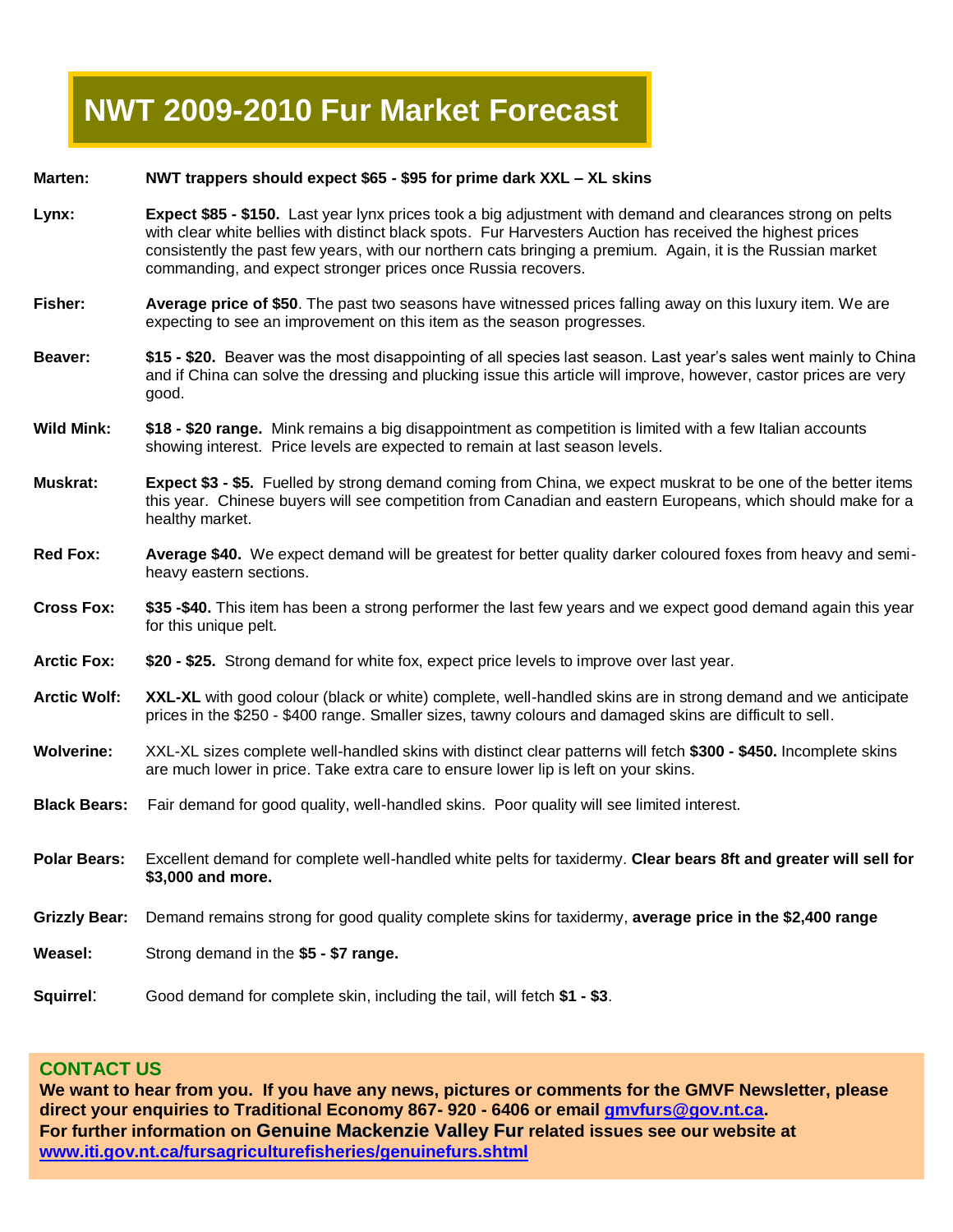# NWT 2009-2010 Fur Market Forecast

**Marten:** **NWT trappers should expect $65 - $95 for prime dark XXL – XL skins**

**Lynx:** **Expect $85 - $150.** Last year lynx prices took a big adjustment with demand and clearances strong on pelts with clear white bellies with distinct black spots. Fur Harvesters Auction has received the highest prices consistently the past few years, with our northern cats bringing a premium. Again, it is the Russian market commanding, and expect stronger prices once Russia recovers.

**Fisher:** **Average price of $50**. The past two seasons have witnessed prices falling away on this luxury item. We are expecting to see an improvement on this item as the season progresses.

**Beaver:** **$15 - $20.** Beaver was the most disappointing of all species last season. Last year's sales went mainly to China and if China can solve the dressing and plucking issue this article will improve, however, castor prices are very good.

**Wild Mink:** **$18 - $20 range.** Mink remains a big disappointment as competition is limited with a few Italian accounts showing interest. Price levels are expected to remain at last season levels.

**Muskrat:** **Expect $3 - $5.** Fuelled by strong demand coming from China, we expect muskrat to be one of the better items this year. Chinese buyers will see competition from Canadian and eastern Europeans, which should make for a healthy market.

**Red Fox:** **Average $40.** We expect demand will be greatest for better quality darker coloured foxes from heavy and semi-heavy eastern sections.

**Cross Fox:** **$35 -$40.** This item has been a strong performer the last few years and we expect good demand again this year for this unique pelt.

**Arctic Fox:** **$20 - $25.** Strong demand for white fox, expect price levels to improve over last year.

**Arctic Wolf:** **XXL-XL** with good colour (black or white) complete, well-handled skins are in strong demand and we anticipate prices in the $250 - $400 range. Smaller sizes, tawny colours and damaged skins are difficult to sell.

**Wolverine:** XXL-XL sizes complete well-handled skins with distinct clear patterns will fetch **$300 - $450.** Incomplete skins are much lower in price. Take extra care to ensure lower lip is left on your skins.

**Black Bears:** Fair demand for good quality, well-handled skins. Poor quality will see limited interest.

**Polar Bears:** Excellent demand for complete well-handled white pelts for taxidermy. **Clear bears 8ft and greater will sell for $3,000 and more.**

**Grizzly Bear:** Demand remains strong for good quality complete skins for taxidermy, **average price in the $2,400 range**

**Weasel:** Strong demand in the **$5 - $7 range.**

**Squirrel**: Good demand for complete skin, including the tail, will fetch **$1 - $3**.

## CONTACT US

**We want to hear from you. If you have any news, pictures or comments for the GMVF Newsletter, please direct your enquiries to Traditional Economy 867- 920 - 6406 or email gmvfurs@gov.nt.ca.**
**For further information on Genuine Mackenzie Valley Fur related issues see our website at www.iti.gov.nt.ca/fursagriculturefisheries/genuinefurs.shtml**